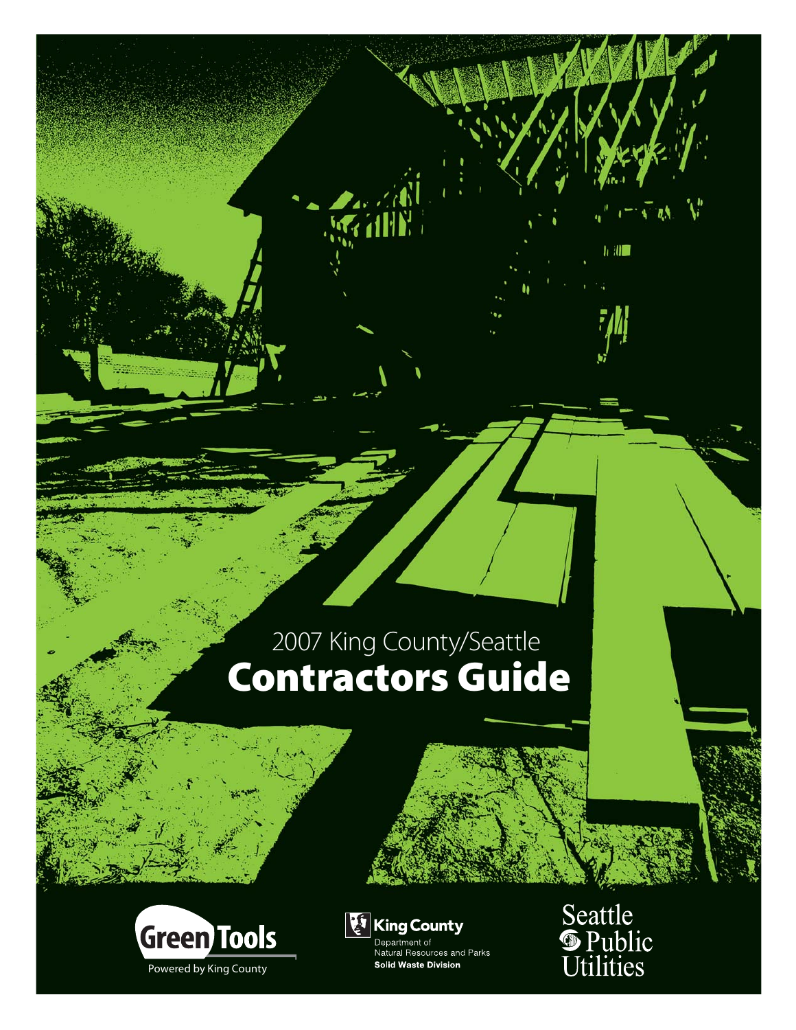2007 King County/Seattle

# Contractors Guide

Green Tools

Powered by King County

King County

Department of Natural Resources and Parks

**Solid Waste Division**

Seattle Public Utilities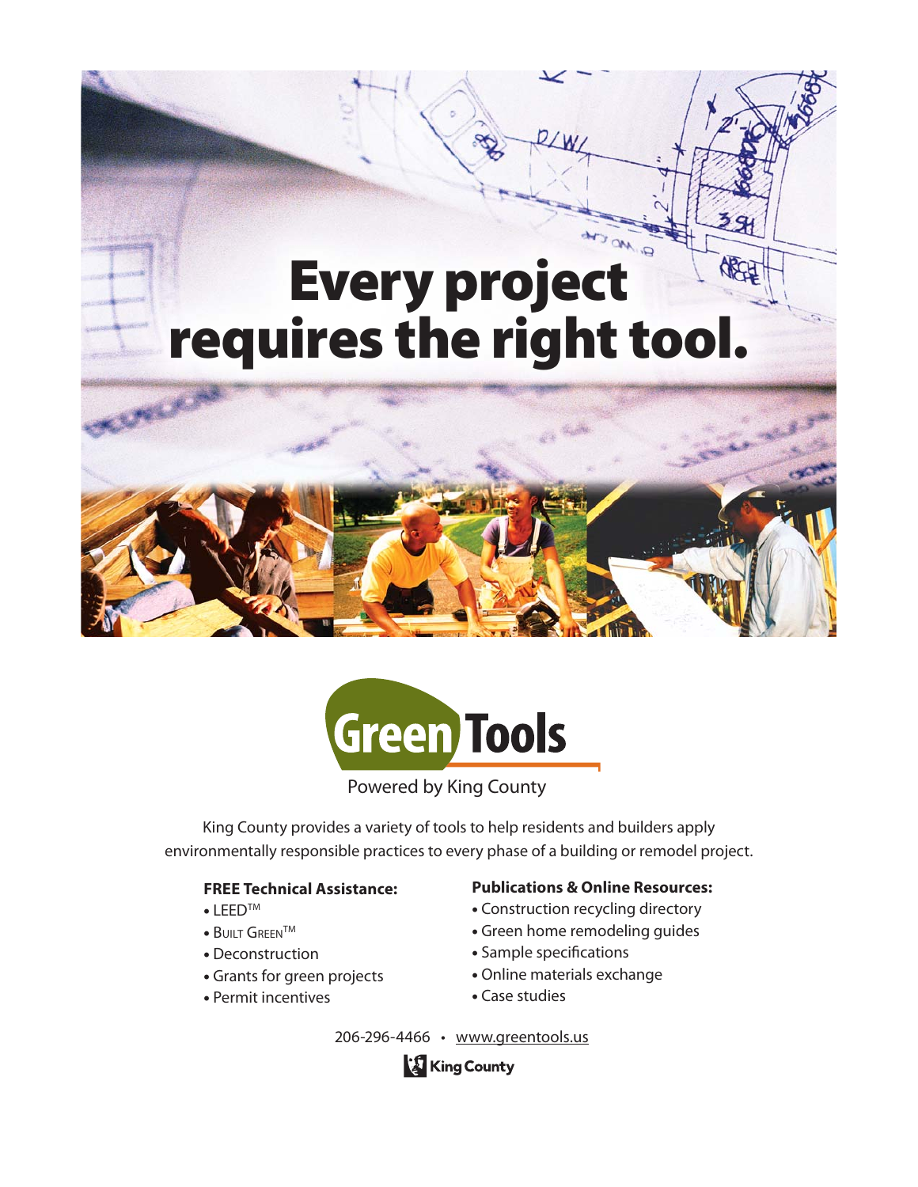# Every project requires the right tool.

**Green Tools**

Powered by King County

King County provides a variety of tools to help residents and builders apply environmentally responsible practices to every phase of a building or remodel project.

**FREE Technical Assistance:**

- LEED™
- Built Green™
- Deconstruction
- Grants for green projects
- Permit incentives

**Publications & Online Resources:**

- Construction recycling directory
- Green home remodeling guides
- Sample specifications
- Online materials exchange
- Case studies

206-296-4466 • www.greentools.us

King County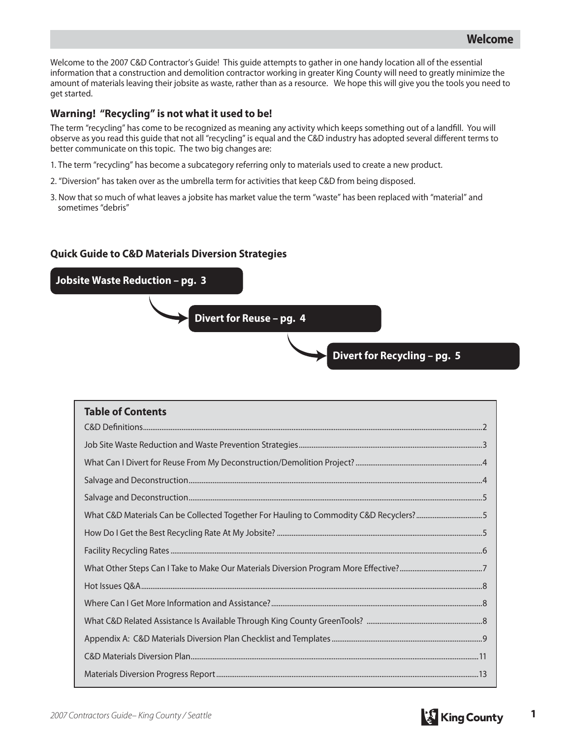## Welcome

Welcome to the 2007 C&D Contractor's Guide! This guide attempts to gather in one handy location all of the essential information that a construction and demolition contractor working in greater King County will need to greatly minimize the amount of materials leaving their jobsite as waste, rather than as a resource. We hope this will give you the tools you need to get started.

### Warning! "Recycling" is not what it used to be!

The term "recycling" has come to be recognized as meaning any activity which keeps something out of a landfill. You will observe as you read this guide that not all "recycling" is equal and the C&D industry has adopted several different terms to better communicate on this topic. The two big changes are:

1. The term "recycling" has become a subcategory referring only to materials used to create a new product.
2. "Diversion" has taken over as the umbrella term for activities that keep C&D from being disposed.
3. Now that so much of what leaves a jobsite has market value the term "waste" has been replaced with "material" and sometimes "debris"

### Quick Guide to C&D Materials Diversion Strategies

**Jobsite Waste Reduction – pg. 3** → **Divert for Reuse – pg. 4** → **Divert for Recycling – pg. 5**

### Table of Contents

| | |
|---|---|
| C&D Definitions | 2 |
| Job Site Waste Reduction and Waste Prevention Strategies | 3 |
| What Can I Divert for Reuse From My Deconstruction/Demolition Project? | 4 |
| Salvage and Deconstruction | 4 |
| Salvage and Deconstruction | 5 |
| What C&D Materials Can be Collected Together For Hauling to Commodity C&D Recyclers? | 5 |
| How Do I Get the Best Recycling Rate At My Jobsite? | 5 |
| Facility Recycling Rates | 6 |
| What Other Steps Can I Take to Make Our Materials Diversion Program More Effective? | 7 |
| Hot Issues Q&A | 8 |
| Where Can I Get More Information and Assistance? | 8 |
| What C&D Related Assistance Is Available Through King County GreenTools? | 8 |
| Appendix A: C&D Materials Diversion Plan Checklist and Templates | 9 |
| C&D Materials Diversion Plan | 11 |
| Materials Diversion Progress Report | 13 |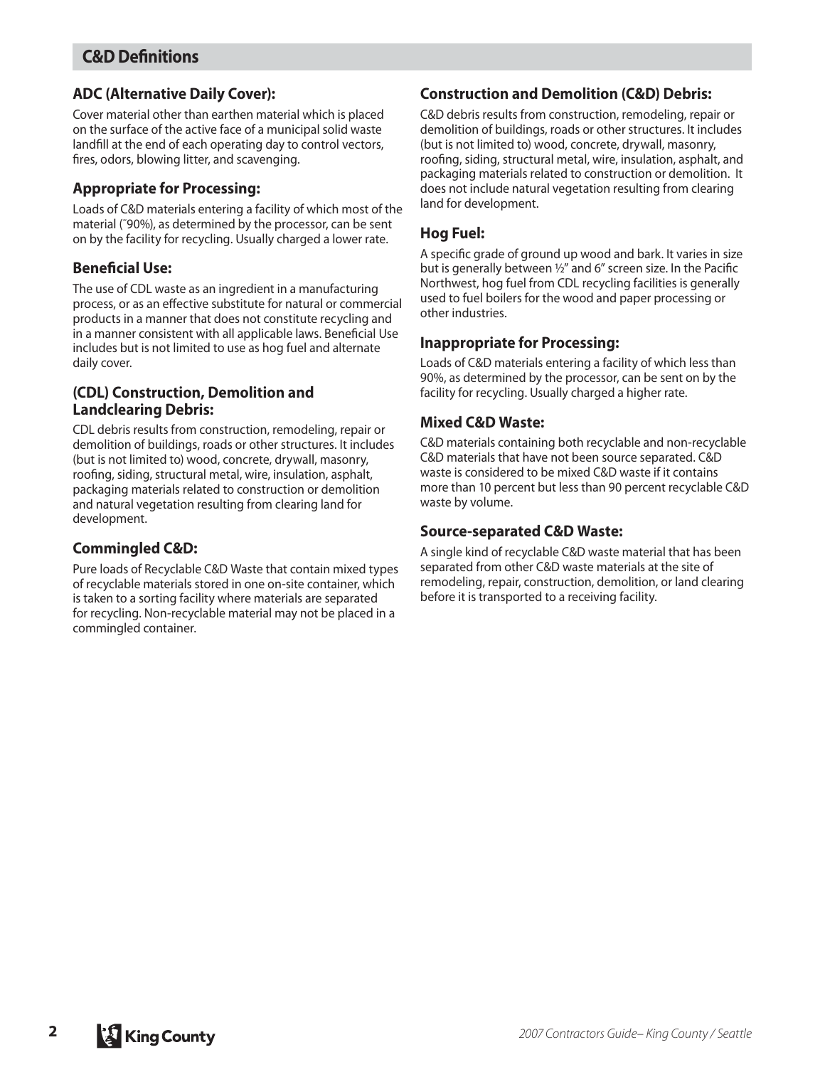## C&D Definitions

### ADC (Alternative Daily Cover):

Cover material other than earthen material which is placed on the surface of the active face of a municipal solid waste landfill at the end of each operating day to control vectors, fires, odors, blowing litter, and scavenging.

### Appropriate for Processing:

Loads of C&D materials entering a facility of which most of the material (˜90%), as determined by the processor, can be sent on by the facility for recycling. Usually charged a lower rate.

### Beneficial Use:

The use of CDL waste as an ingredient in a manufacturing process, or as an effective substitute for natural or commercial products in a manner that does not constitute recycling and in a manner consistent with all applicable laws. Beneficial Use includes but is not limited to use as hog fuel and alternate daily cover.

### (CDL) Construction, Demolition and Landclearing Debris:

CDL debris results from construction, remodeling, repair or demolition of buildings, roads or other structures. It includes (but is not limited to) wood, concrete, drywall, masonry, roofing, siding, structural metal, wire, insulation, asphalt, packaging materials related to construction or demolition and natural vegetation resulting from clearing land for development.

### Commingled C&D:

Pure loads of Recyclable C&D Waste that contain mixed types of recyclable materials stored in one on-site container, which is taken to a sorting facility where materials are separated for recycling. Non-recyclable material may not be placed in a commingled container.

### Construction and Demolition (C&D) Debris:

C&D debris results from construction, remodeling, repair or demolition of buildings, roads or other structures. It includes (but is not limited to) wood, concrete, drywall, masonry, roofing, siding, structural metal, wire, insulation, asphalt, and packaging materials related to construction or demolition. It does not include natural vegetation resulting from clearing land for development.

### Hog Fuel:

A specific grade of ground up wood and bark. It varies in size but is generally between ½" and 6" screen size. In the Pacific Northwest, hog fuel from CDL recycling facilities is generally used to fuel boilers for the wood and paper processing or other industries.

### Inappropriate for Processing:

Loads of C&D materials entering a facility of which less than 90%, as determined by the processor, can be sent on by the facility for recycling. Usually charged a higher rate.

### Mixed C&D Waste:

C&D materials containing both recyclable and non-recyclable C&D materials that have not been source separated. C&D waste is considered to be mixed C&D waste if it contains more than 10 percent but less than 90 percent recyclable C&D waste by volume.

### Source-separated C&D Waste:

A single kind of recyclable C&D waste material that has been separated from other C&D waste materials at the site of remodeling, repair, construction, demolition, or land clearing before it is transported to a receiving facility.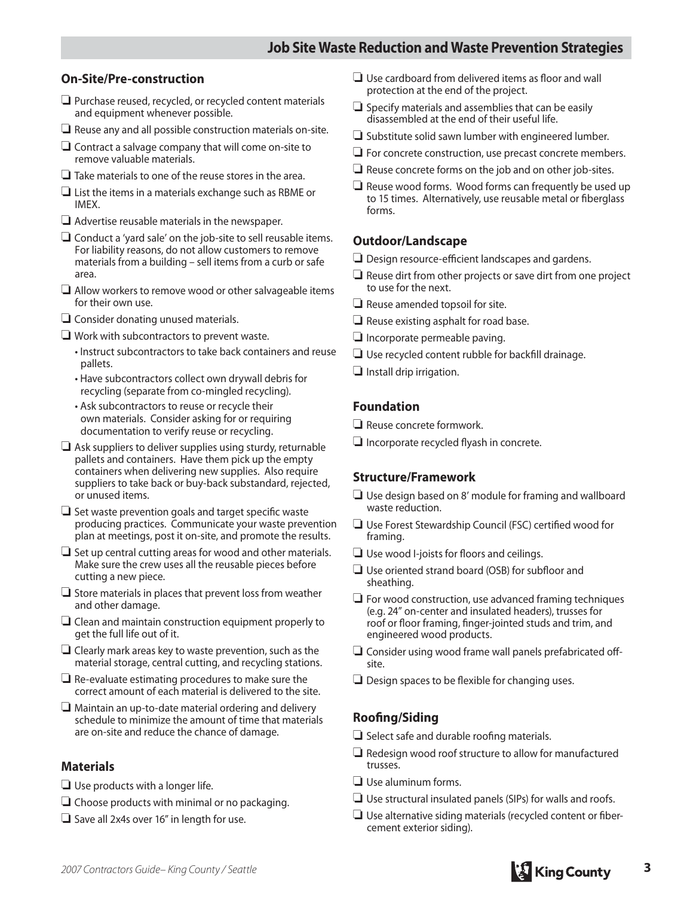## Job Site Waste Reduction and Waste Prevention Strategies

### On-Site/Pre-construction

- ❑ Purchase reused, recycled, or recycled content materials and equipment whenever possible.
- ❑ Reuse any and all possible construction materials on-site.
- ❑ Contract a salvage company that will come on-site to remove valuable materials.
- ❑ Take materials to one of the reuse stores in the area.
- ❑ List the items in a materials exchange such as RBME or IMEX.
- ❑ Advertise reusable materials in the newspaper.
- ❑ Conduct a 'yard sale' on the job-site to sell reusable items. For liability reasons, do not allow customers to remove materials from a building – sell items from a curb or safe area.
- ❑ Allow workers to remove wood or other salvageable items for their own use.
- ❑ Consider donating unused materials.
- ❑ Work with subcontractors to prevent waste.
  - Instruct subcontractors to take back containers and reuse pallets.
  - Have subcontractors collect own drywall debris for recycling (separate from co-mingled recycling).
  - Ask subcontractors to reuse or recycle their own materials. Consider asking for or requiring documentation to verify reuse or recycling.
- ❑ Ask suppliers to deliver supplies using sturdy, returnable pallets and containers. Have them pick up the empty containers when delivering new supplies. Also require suppliers to take back or buy-back substandard, rejected, or unused items.
- ❑ Set waste prevention goals and target specific waste producing practices. Communicate your waste prevention plan at meetings, post it on-site, and promote the results.
- ❑ Set up central cutting areas for wood and other materials. Make sure the crew uses all the reusable pieces before cutting a new piece.
- ❑ Store materials in places that prevent loss from weather and other damage.
- ❑ Clean and maintain construction equipment properly to get the full life out of it.
- ❑ Clearly mark areas key to waste prevention, such as the material storage, central cutting, and recycling stations.
- ❑ Re-evaluate estimating procedures to make sure the correct amount of each material is delivered to the site.
- ❑ Maintain an up-to-date material ordering and delivery schedule to minimize the amount of time that materials are on-site and reduce the chance of damage.

### Materials

- ❑ Use products with a longer life.
- ❑ Choose products with minimal or no packaging.
- ❑ Save all 2x4s over 16" in length for use.
- ❑ Use cardboard from delivered items as floor and wall protection at the end of the project.
- ❑ Specify materials and assemblies that can be easily disassembled at the end of their useful life.
- ❑ Substitute solid sawn lumber with engineered lumber.
- ❑ For concrete construction, use precast concrete members.
- ❑ Reuse concrete forms on the job and on other job-sites.
- ❑ Reuse wood forms. Wood forms can frequently be used up to 15 times. Alternatively, use reusable metal or fiberglass forms.

### Outdoor/Landscape

- ❑ Design resource-efficient landscapes and gardens.
- ❑ Reuse dirt from other projects or save dirt from one project to use for the next.
- ❑ Reuse amended topsoil for site.
- ❑ Reuse existing asphalt for road base.
- ❑ Incorporate permeable paving.
- ❑ Use recycled content rubble for backfill drainage.
- ❑ Install drip irrigation.

### Foundation

- ❑ Reuse concrete formwork.
- ❑ Incorporate recycled flyash in concrete.

### Structure/Framework

- ❑ Use design based on 8' module for framing and wallboard waste reduction.
- ❑ Use Forest Stewardship Council (FSC) certified wood for framing.
- ❑ Use wood I-joists for floors and ceilings.
- ❑ Use oriented strand board (OSB) for subfloor and sheathing.
- ❑ For wood construction, use advanced framing techniques (e.g. 24" on-center and insulated headers), trusses for roof or floor framing, finger-jointed studs and trim, and engineered wood products.
- ❑ Consider using wood frame wall panels prefabricated off-site.
- ❑ Design spaces to be flexible for changing uses.

### Roofing/Siding

- ❑ Select safe and durable roofing materials.
- ❑ Redesign wood roof structure to allow for manufactured trusses.
- ❑ Use aluminum forms.
- ❑ Use structural insulated panels (SIPs) for walls and roofs.
- ❑ Use alternative siding materials (recycled content or fiber-cement exterior siding).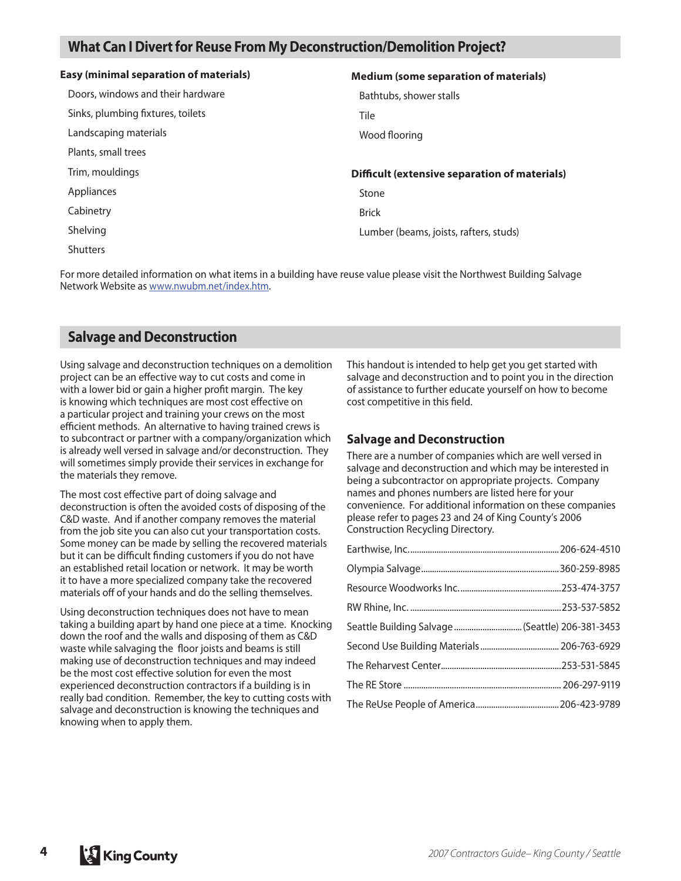## What Can I Divert for Reuse From My Deconstruction/Demolition Project?

**Easy (minimal separation of materials)**

- Doors, windows and their hardware
- Sinks, plumbing fixtures, toilets
- Landscaping materials
- Plants, small trees
- Trim, mouldings
- Appliances
- Cabinetry
- Shelving
- Shutters

**Medium (some separation of materials)**

- Bathtubs, shower stalls
- Tile
- Wood flooring

**Difficult (extensive separation of materials)**

- Stone
- Brick
- Lumber (beams, joists, rafters, studs)

For more detailed information on what items in a building have reuse value please visit the Northwest Building Salvage Network Website as www.nwubm.net/index.htm.

## Salvage and Deconstruction

Using salvage and deconstruction techniques on a demolition project can be an effective way to cut costs and come in with a lower bid or gain a higher profit margin. The key is knowing which techniques are most cost effective on a particular project and training your crews on the most efficient methods. An alternative to having trained crews is to subcontract or partner with a company/organization which is already well versed in salvage and/or deconstruction. They will sometimes simply provide their services in exchange for the materials they remove.

The most cost effective part of doing salvage and deconstruction is often the avoided costs of disposing of the C&D waste. And if another company removes the material from the job site you can also cut your transportation costs. Some money can be made by selling the recovered materials but it can be difficult finding customers if you do not have an established retail location or network. It may be worth it to have a more specialized company take the recovered materials off of your hands and do the selling themselves.

Using deconstruction techniques does not have to mean taking a building apart by hand one piece at a time. Knocking down the roof and the walls and disposing of them as C&D waste while salvaging the floor joists and beams is still making use of deconstruction techniques and may indeed be the most cost effective solution for even the most experienced deconstruction contractors if a building is in really bad condition. Remember, the key to cutting costs with salvage and deconstruction is knowing the techniques and knowing when to apply them.

This handout is intended to help get you get started with salvage and deconstruction and to point you in the direction of assistance to further educate yourself on how to become cost competitive in this field.

### Salvage and Deconstruction

There are a number of companies which are well versed in salvage and deconstruction and which may be interested in being a subcontractor on appropriate projects. Company names and phones numbers are listed here for your convenience. For additional information on these companies please refer to pages 23 and 24 of King County's 2006 Construction Recycling Directory.

| Company | Phone |
|---|---|
| Earthwise, Inc. | 206-624-4510 |
| Olympia Salvage | 360-259-8985 |
| Resource Woodworks Inc. | 253-474-3757 |
| RW Rhine, Inc. | 253-537-5852 |
| Seattle Building Salvage | (Seattle) 206-381-3453 |
| Second Use Building Materials | 206-763-6929 |
| The Reharvest Center | 253-531-5845 |
| The RE Store | 206-297-9119 |
| The ReUse People of America | 206-423-9789 |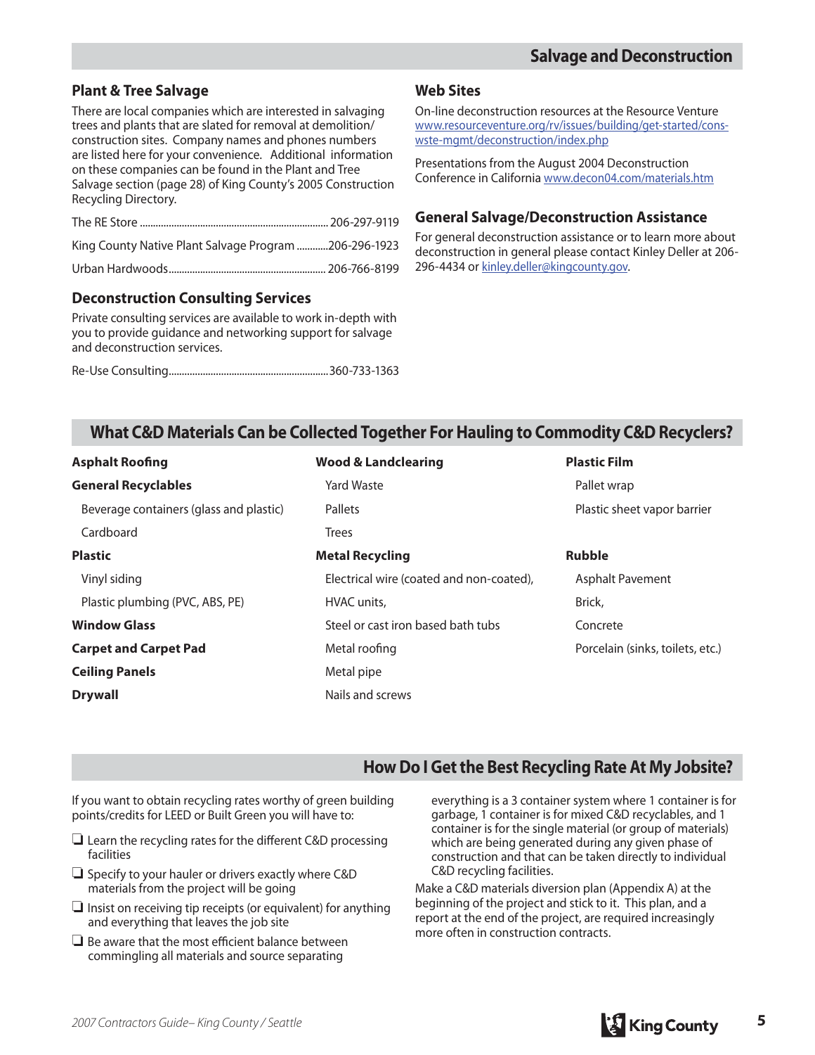## Salvage and Deconstruction

### Plant & Tree Salvage

There are local companies which are interested in salvaging trees and plants that are slated for removal at demolition/construction sites. Company names and phones numbers are listed here for your convenience. Additional information on these companies can be found in the Plant and Tree Salvage section (page 28) of King County's 2005 Construction Recycling Directory.

The RE Store ........ 206-297-9119

King County Native Plant Salvage Program ........ 206-296-1923

Urban Hardwoods ........ 206-766-8199

### Deconstruction Consulting Services

Private consulting services are available to work in-depth with you to provide guidance and networking support for salvage and deconstruction services.

Re-Use Consulting ........ 360-733-1363

### Web Sites

On-line deconstruction resources at the Resource Venture www.resourceventure.org/rv/issues/building/get-started/cons-wste-mgmt/deconstruction/index.php

Presentations from the August 2004 Deconstruction Conference in California www.decon04.com/materials.htm

### General Salvage/Deconstruction Assistance

For general deconstruction assistance or to learn more about deconstruction in general please contact Kinley Deller at 206-296-4434 or kinley.deller@kingcounty.gov.

## What C&D Materials Can be Collected Together For Hauling to Commodity C&D Recyclers?

**Asphalt Roofing**

**General Recyclables**
- Beverage containers (glass and plastic)
- Cardboard

**Plastic**
- Vinyl siding
- Plastic plumbing (PVC, ABS, PE)

**Window Glass**

**Carpet and Carpet Pad**

**Ceiling Panels**

**Drywall**

**Wood & Landclearing**
- Yard Waste
- Pallets
- Trees

**Metal Recycling**
- Electrical wire (coated and non-coated),
- HVAC units,
- Steel or cast iron based bath tubs
- Metal roofing
- Metal pipe
- Nails and screws

**Plastic Film**
- Pallet wrap
- Plastic sheet vapor barrier

**Rubble**
- Asphalt Pavement
- Brick,
- Concrete
- Porcelain (sinks, toilets, etc.)

## How Do I Get the Best Recycling Rate At My Jobsite?

If you want to obtain recycling rates worthy of green building points/credits for LEED or Built Green you will have to:

- ❑ Learn the recycling rates for the different C&D processing facilities
- ❑ Specify to your hauler or drivers exactly where C&D materials from the project will be going
- ❑ Insist on receiving tip receipts (or equivalent) for anything and everything that leaves the job site
- ❑ Be aware that the most efficient balance between commingling all materials and source separating everything is a 3 container system where 1 container is for garbage, 1 container is for mixed C&D recyclables, and 1 container is for the single material (or group of materials) which are being generated during any given phase of construction and that can be taken directly to individual C&D recycling facilities.

Make a C&D materials diversion plan (Appendix A) at the beginning of the project and stick to it. This plan, and a report at the end of the project, are required increasingly more often in construction contracts.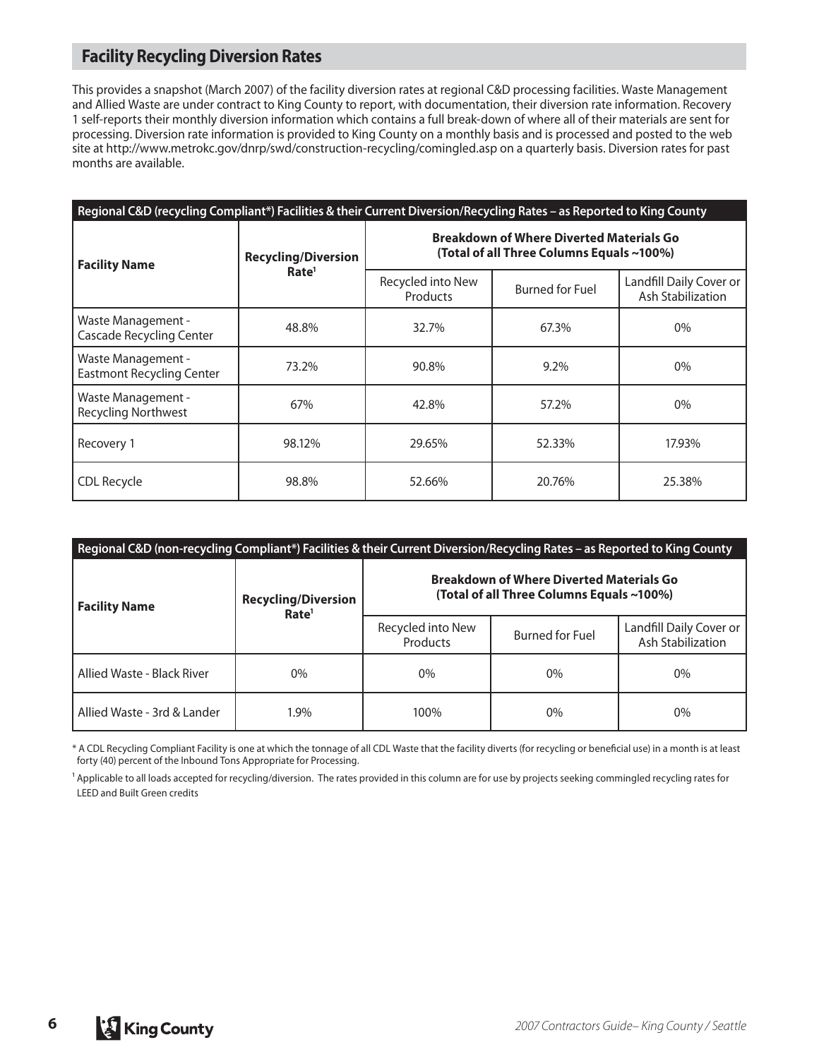## Facility Recycling Diversion Rates

This provides a snapshot (March 2007) of the facility diversion rates at regional C&D processing facilities. Waste Management and Allied Waste are under contract to King County to report, with documentation, their diversion rate information. Recovery 1 self-reports their monthly diversion information which contains a full break-down of where all of their materials are sent for processing. Diversion rate information is provided to King County on a monthly basis and is processed and posted to the web site at http://www.metrokc.gov/dnrp/swd/construction-recycling/comingled.asp on a quarterly basis. Diversion rates for past months are available.

**Regional C&D (recycling Compliant*) Facilities & their Current Diversion/Recycling Rates – as Reported to King County**

| Facility Name | Recycling/Diversion Rate[1] | Breakdown of Where Diverted Materials Go (Total of all Three Columns Equals ~100%) | | |
|---|---|---|---|---|
| | | Recycled into New Products | Burned for Fuel | Landfill Daily Cover or Ash Stabilization |
| Waste Management - Cascade Recycling Center | 48.8% | 32.7% | 67.3% | 0% |
| Waste Management - Eastmont Recycling Center | 73.2% | 90.8% | 9.2% | 0% |
| Waste Management - Recycling Northwest | 67% | 42.8% | 57.2% | 0% |
| Recovery 1 | 98.12% | 29.65% | 52.33% | 17.93% |
| CDL Recycle | 98.8% | 52.66% | 20.76% | 25.38% |

**Regional C&D (non-recycling Compliant*) Facilities & their Current Diversion/Recycling Rates – as Reported to King County**

| Facility Name | Recycling/Diversion Rate[1] | Breakdown of Where Diverted Materials Go (Total of all Three Columns Equals ~100%) | | |
|---|---|---|---|---|
| | | Recycled into New Products | Burned for Fuel | Landfill Daily Cover or Ash Stabilization |
| Allied Waste - Black River | 0% | 0% | 0% | 0% |
| Allied Waste - 3rd & Lander | 1.9% | 100% | 0% | 0% |

* A CDL Recycling Compliant Facility is one at which the tonnage of all CDL Waste that the facility diverts (for recycling or beneficial use) in a month is at least forty (40) percent of the Inbound Tons Appropriate for Processing.

[1] Applicable to all loads accepted for recycling/diversion. The rates provided in this column are for use by projects seeking commingled recycling rates for LEED and Built Green credits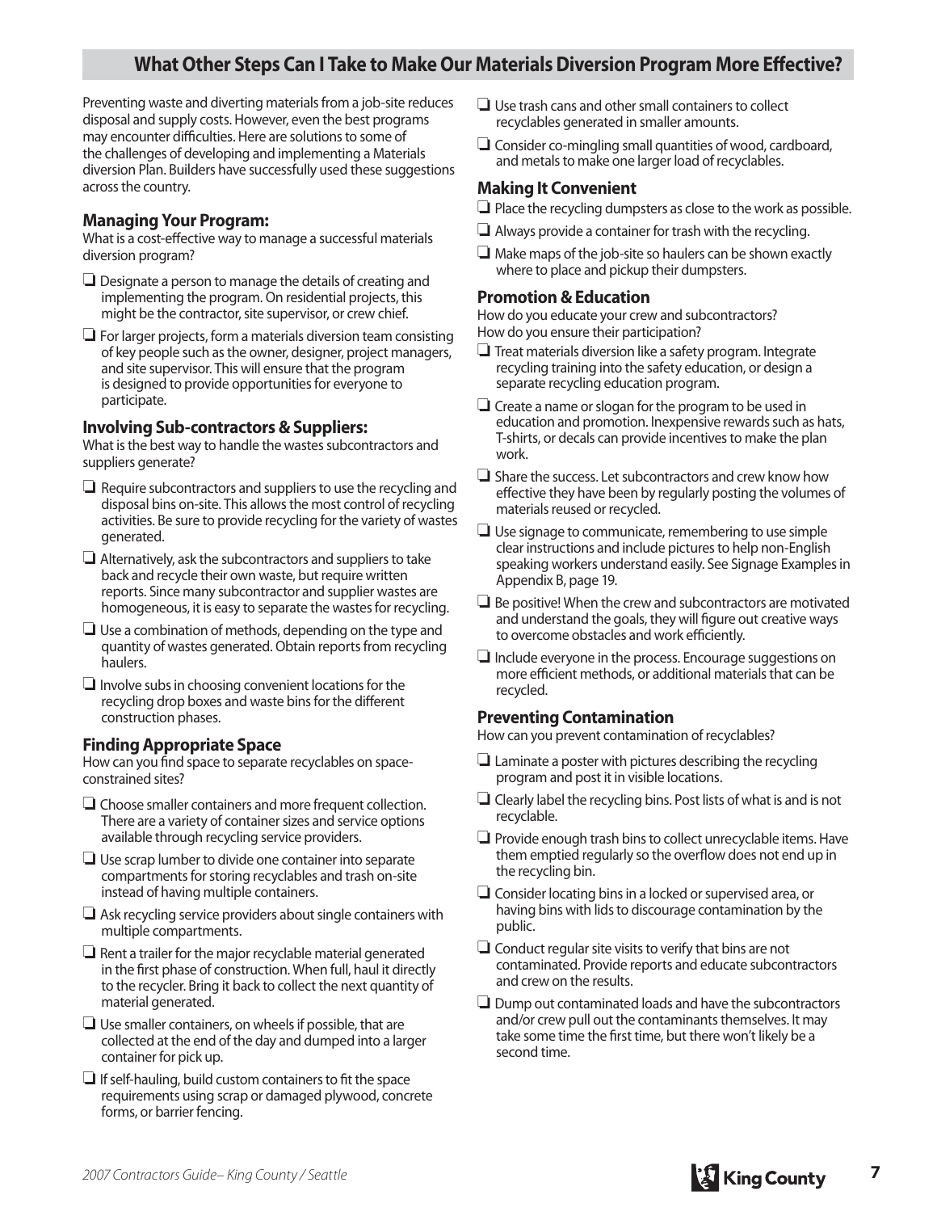## What Other Steps Can I Take to Make Our Materials Diversion Program More Effective?

Preventing waste and diverting materials from a job-site reduces disposal and supply costs. However, even the best programs may encounter difficulties. Here are solutions to some of the challenges of developing and implementing a Materials diversion Plan. Builders have successfully used these suggestions across the country.

### Managing Your Program:

What is a cost-effective way to manage a successful materials diversion program?

- ❑ Designate a person to manage the details of creating and implementing the program. On residential projects, this might be the contractor, site supervisor, or crew chief.
- ❑ For larger projects, form a materials diversion team consisting of key people such as the owner, designer, project managers, and site supervisor. This will ensure that the program is designed to provide opportunities for everyone to participate.

### Involving Sub-contractors & Suppliers:

What is the best way to handle the wastes subcontractors and suppliers generate?

- ❑ Require subcontractors and suppliers to use the recycling and disposal bins on-site. This allows the most control of recycling activities. Be sure to provide recycling for the variety of wastes generated.
- ❑ Alternatively, ask the subcontractors and suppliers to take back and recycle their own waste, but require written reports. Since many subcontractor and supplier wastes are homogeneous, it is easy to separate the wastes for recycling.
- ❑ Use a combination of methods, depending on the type and quantity of wastes generated. Obtain reports from recycling haulers.
- ❑ Involve subs in choosing convenient locations for the recycling drop boxes and waste bins for the different construction phases.

### Finding Appropriate Space

How can you find space to separate recyclables on space-constrained sites?

- ❑ Choose smaller containers and more frequent collection. There are a variety of container sizes and service options available through recycling service providers.
- ❑ Use scrap lumber to divide one container into separate compartments for storing recyclables and trash on-site instead of having multiple containers.
- ❑ Ask recycling service providers about single containers with multiple compartments.
- ❑ Rent a trailer for the major recyclable material generated in the first phase of construction. When full, haul it directly to the recycler. Bring it back to collect the next quantity of material generated.
- ❑ Use smaller containers, on wheels if possible, that are collected at the end of the day and dumped into a larger container for pick up.
- ❑ If self-hauling, build custom containers to fit the space requirements using scrap or damaged plywood, concrete forms, or barrier fencing.
- ❑ Use trash cans and other small containers to collect recyclables generated in smaller amounts.
- ❑ Consider co-mingling small quantities of wood, cardboard, and metals to make one larger load of recyclables.

### Making It Convenient

- ❑ Place the recycling dumpsters as close to the work as possible.
- ❑ Always provide a container for trash with the recycling.
- ❑ Make maps of the job-site so haulers can be shown exactly where to place and pickup their dumpsters.

### Promotion & Education

How do you educate your crew and subcontractors?
How do you ensure their participation?

- ❑ Treat materials diversion like a safety program. Integrate recycling training into the safety education, or design a separate recycling education program.
- ❑ Create a name or slogan for the program to be used in education and promotion. Inexpensive rewards such as hats, T-shirts, or decals can provide incentives to make the plan work.
- ❑ Share the success. Let subcontractors and crew know how effective they have been by regularly posting the volumes of materials reused or recycled.
- ❑ Use signage to communicate, remembering to use simple clear instructions and include pictures to help non-English speaking workers understand easily. See Signage Examples in Appendix B, page 19.
- ❑ Be positive! When the crew and subcontractors are motivated and understand the goals, they will figure out creative ways to overcome obstacles and work efficiently.
- ❑ Include everyone in the process. Encourage suggestions on more efficient methods, or additional materials that can be recycled.

### Preventing Contamination

How can you prevent contamination of recyclables?

- ❑ Laminate a poster with pictures describing the recycling program and post it in visible locations.
- ❑ Clearly label the recycling bins. Post lists of what is and is not recyclable.
- ❑ Provide enough trash bins to collect unrecyclable items. Have them emptied regularly so the overflow does not end up in the recycling bin.
- ❑ Consider locating bins in a locked or supervised area, or having bins with lids to discourage contamination by the public.
- ❑ Conduct regular site visits to verify that bins are not contaminated. Provide reports and educate subcontractors and crew on the results.
- ❑ Dump out contaminated loads and have the subcontractors and/or crew pull out the contaminants themselves. It may take some time the first time, but there won't likely be a second time.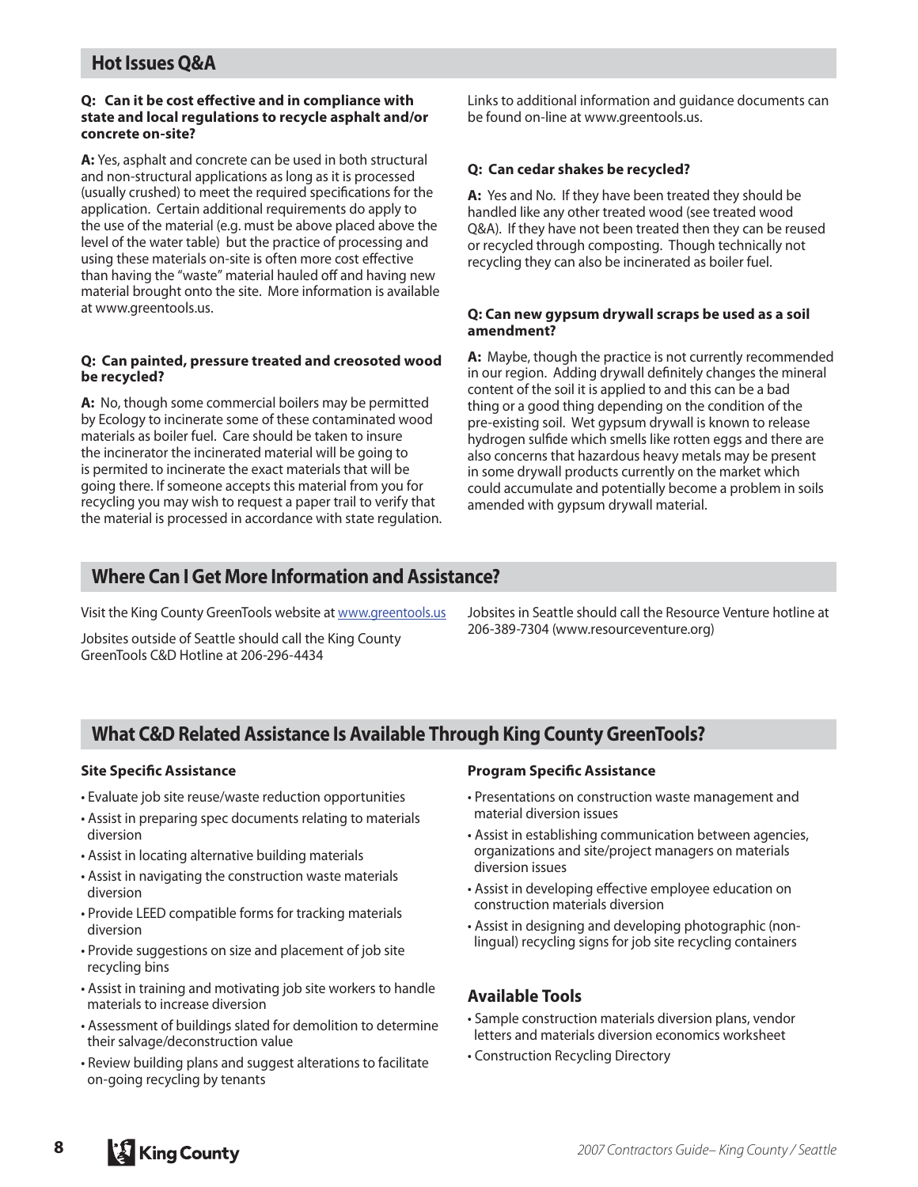## Hot Issues Q&A

**Q: Can it be cost effective and in compliance with state and local regulations to recycle asphalt and/or concrete on-site?**

**A:** Yes, asphalt and concrete can be used in both structural and non-structural applications as long as it is processed (usually crushed) to meet the required specifications for the application. Certain additional requirements do apply to the use of the material (e.g. must be above placed above the level of the water table) but the practice of processing and using these materials on-site is often more cost effective than having the "waste" material hauled off and having new material brought onto the site. More information is available at www.greentools.us.

**Q: Can painted, pressure treated and creosoted wood be recycled?**

**A:** No, though some commercial boilers may be permitted by Ecology to incinerate some of these contaminated wood materials as boiler fuel. Care should be taken to insure the incinerator the incinerated material will be going to is permited to incinerate the exact materials that will be going there. If someone accepts this material from you for recycling you may wish to request a paper trail to verify that the material is processed in accordance with state regulation.

Links to additional information and guidance documents can be found on-line at www.greentools.us.

**Q: Can cedar shakes be recycled?**

**A:** Yes and No. If they have been treated they should be handled like any other treated wood (see treated wood Q&A). If they have not been treated then they can be reused or recycled through composting. Though technically not recycling they can also be incinerated as boiler fuel.

**Q: Can new gypsum drywall scraps be used as a soil amendment?**

**A:** Maybe, though the practice is not currently recommended in our region. Adding drywall definitely changes the mineral content of the soil it is applied to and this can be a bad thing or a good thing depending on the condition of the pre-existing soil. Wet gypsum drywall is known to release hydrogen sulfide which smells like rotten eggs and there are also concerns that hazardous heavy metals may be present in some drywall products currently on the market which could accumulate and potentially become a problem in soils amended with gypsum drywall material.

## Where Can I Get More Information and Assistance?

Visit the King County GreenTools website at www.greentools.us

Jobsites outside of Seattle should call the King County GreenTools C&D Hotline at 206-296-4434

Jobsites in Seattle should call the Resource Venture hotline at 206-389-7304 (www.resourceventure.org)

## What C&D Related Assistance Is Available Through King County GreenTools?

**Site Specific Assistance**

- Evaluate job site reuse/waste reduction opportunities
- Assist in preparing spec documents relating to materials diversion
- Assist in locating alternative building materials
- Assist in navigating the construction waste materials diversion
- Provide LEED compatible forms for tracking materials diversion
- Provide suggestions on size and placement of job site recycling bins
- Assist in training and motivating job site workers to handle materials to increase diversion
- Assessment of buildings slated for demolition to determine their salvage/deconstruction value
- Review building plans and suggest alterations to facilitate on-going recycling by tenants

**Program Specific Assistance**

- Presentations on construction waste management and material diversion issues
- Assist in establishing communication between agencies, organizations and site/project managers on materials diversion issues
- Assist in developing effective employee education on construction materials diversion
- Assist in designing and developing photographic (non-lingual) recycling signs for job site recycling containers

### Available Tools

- Sample construction materials diversion plans, vendor letters and materials diversion economics worksheet
- Construction Recycling Directory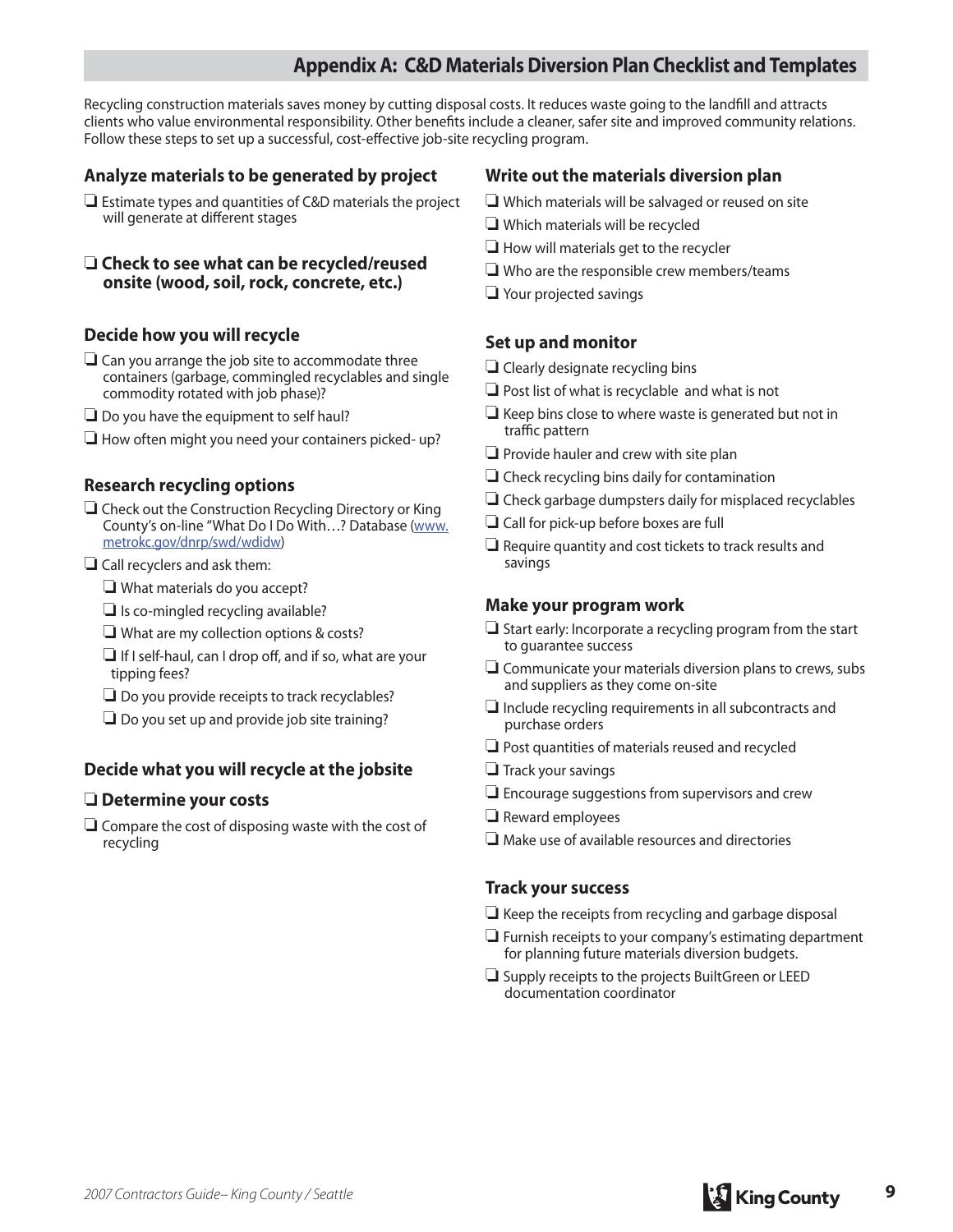## Appendix A: C&D Materials Diversion Plan Checklist and Templates

Recycling construction materials saves money by cutting disposal costs. It reduces waste going to the landfill and attracts clients who value environmental responsibility. Other benefits include a cleaner, safer site and improved community relations. Follow these steps to set up a successful, cost-effective job-site recycling program.

### Analyze materials to be generated by project

- ❑ Estimate types and quantities of C&D materials the project will generate at different stages

### ❑ Check to see what can be recycled/reused onsite (wood, soil, rock, concrete, etc.)

### Decide how you will recycle

- ❑ Can you arrange the job site to accommodate three containers (garbage, commingled recyclables and single commodity rotated with job phase)?
- ❑ Do you have the equipment to self haul?
- ❑ How often might you need your containers picked- up?

### Research recycling options

- ❑ Check out the Construction Recycling Directory or King County's on-line "What Do I Do With…? Database (www.metrokc.gov/dnrp/swd/wdidw)
- ❑ Call recyclers and ask them:
  - ❑ What materials do you accept?
  - ❑ Is co-mingled recycling available?
  - ❑ What are my collection options & costs?
  - ❑ If I self-haul, can I drop off, and if so, what are your tipping fees?
  - ❑ Do you provide receipts to track recyclables?
  - ❑ Do you set up and provide job site training?

### Decide what you will recycle at the jobsite

### ❑ Determine your costs

- ❑ Compare the cost of disposing waste with the cost of recycling

### Write out the materials diversion plan

- ❑ Which materials will be salvaged or reused on site
- ❑ Which materials will be recycled
- ❑ How will materials get to the recycler
- ❑ Who are the responsible crew members/teams
- ❑ Your projected savings

### Set up and monitor

- ❑ Clearly designate recycling bins
- ❑ Post list of what is recyclable and what is not
- ❑ Keep bins close to where waste is generated but not in traffic pattern
- ❑ Provide hauler and crew with site plan
- ❑ Check recycling bins daily for contamination
- ❑ Check garbage dumpsters daily for misplaced recyclables
- ❑ Call for pick-up before boxes are full
- ❑ Require quantity and cost tickets to track results and savings

### Make your program work

- ❑ Start early: Incorporate a recycling program from the start to guarantee success
- ❑ Communicate your materials diversion plans to crews, subs and suppliers as they come on-site
- ❑ Include recycling requirements in all subcontracts and purchase orders
- ❑ Post quantities of materials reused and recycled
- ❑ Track your savings
- ❑ Encourage suggestions from supervisors and crew
- ❑ Reward employees
- ❑ Make use of available resources and directories

### Track your success

- ❑ Keep the receipts from recycling and garbage disposal
- ❑ Furnish receipts to your company's estimating department for planning future materials diversion budgets.
- ❑ Supply receipts to the projects BuiltGreen or LEED documentation coordinator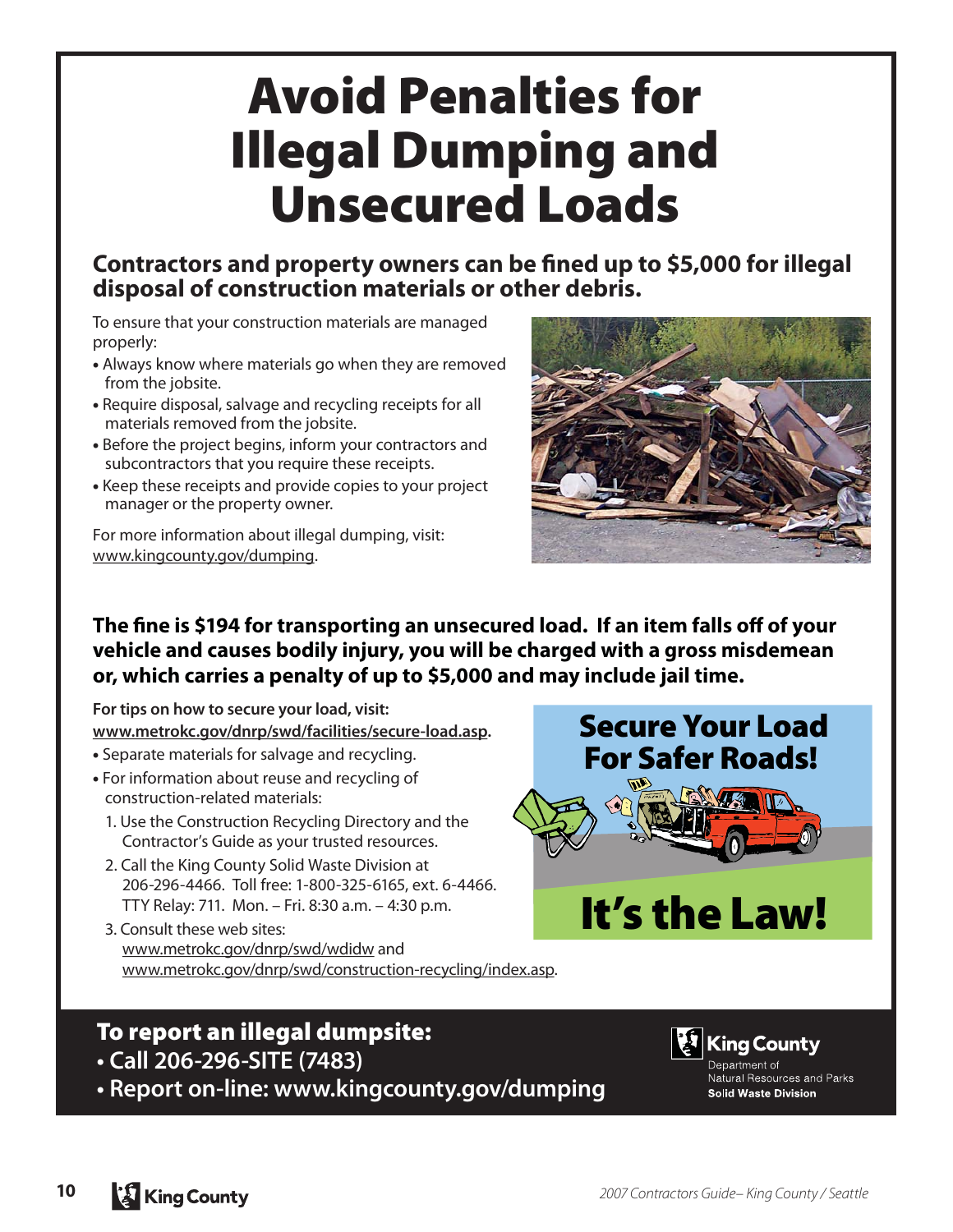# Avoid Penalties for Illegal Dumping and Unsecured Loads

## Contractors and property owners can be fined up to $5,000 for illegal disposal of construction materials or other debris.

To ensure that your construction materials are managed properly:

- Always know where materials go when they are removed from the jobsite.
- Require disposal, salvage and recycling receipts for all materials removed from the jobsite.
- Before the project begins, inform your contractors and subcontractors that you require these receipts.
- Keep these receipts and provide copies to your project manager or the property owner.

For more information about illegal dumping, visit: www.kingcounty.gov/dumping.

## The fine is $194 for transporting an unsecured load. If an item falls off of your vehicle and causes bodily injury, you will be charged with a gross misdemean or, which carries a penalty of up to $5,000 and may include jail time.

**For tips on how to secure your load, visit: www.metrokc.gov/dnrp/swd/facilities/secure-load.asp.**

- Separate materials for salvage and recycling.
- For information about reuse and recycling of construction-related materials:
  1. Use the Construction Recycling Directory and the Contractor's Guide as your trusted resources.
  2. Call the King County Solid Waste Division at 206-296-4466. Toll free: 1-800-325-6165, ext. 6-4466. TTY Relay: 711. Mon. – Fri. 8:30 a.m. – 4:30 p.m.
  3. Consult these web sites: www.metrokc.gov/dnrp/swd/wdidw and www.metrokc.gov/dnrp/swd/construction-recycling/index.asp.

**Secure Your Load For Safer Roads!**

**It's the Law!**

## To report an illegal dumpsite:

- **Call 206-296-SITE (7483)**
- **Report on-line: www.kingcounty.gov/dumping**

King County
Department of Natural Resources and Parks
Solid Waste Division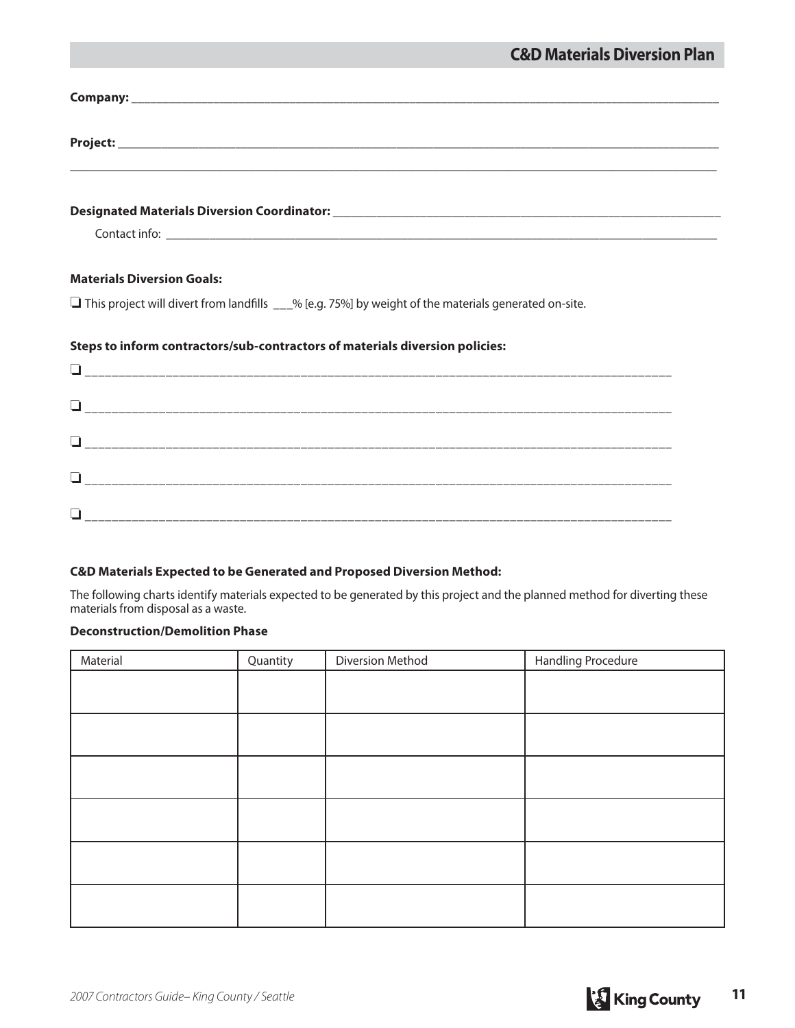## C&D Materials Diversion Plan

**Company:** ______________________________________________________________________________

**Project:** ______________________________________________________________________________

______________________________________________________________________________________

**Designated Materials Diversion Coordinator:** ______________________________________________

Contact info: ______________________________________________________________________

**Materials Diversion Goals:**

❑ This project will divert from landfills ___% [e.g. 75%] by weight of the materials generated on-site.

**Steps to inform contractors/sub-contractors of materials diversion policies:**

❑ ______________________________________________________________________________

❑ ______________________________________________________________________________

❑ ______________________________________________________________________________

❑ ______________________________________________________________________________

❑ ______________________________________________________________________________

**C&D Materials Expected to be Generated and Proposed Diversion Method:**

The following charts identify materials expected to be generated by this project and the planned method for diverting these materials from disposal as a waste.

**Deconstruction/Demolition Phase**

| Material | Quantity | Diversion Method | Handling Procedure |
|---|---|---|---|
| | | | |
| | | | |
| | | | |
| | | | |
| | | | |
| | | | |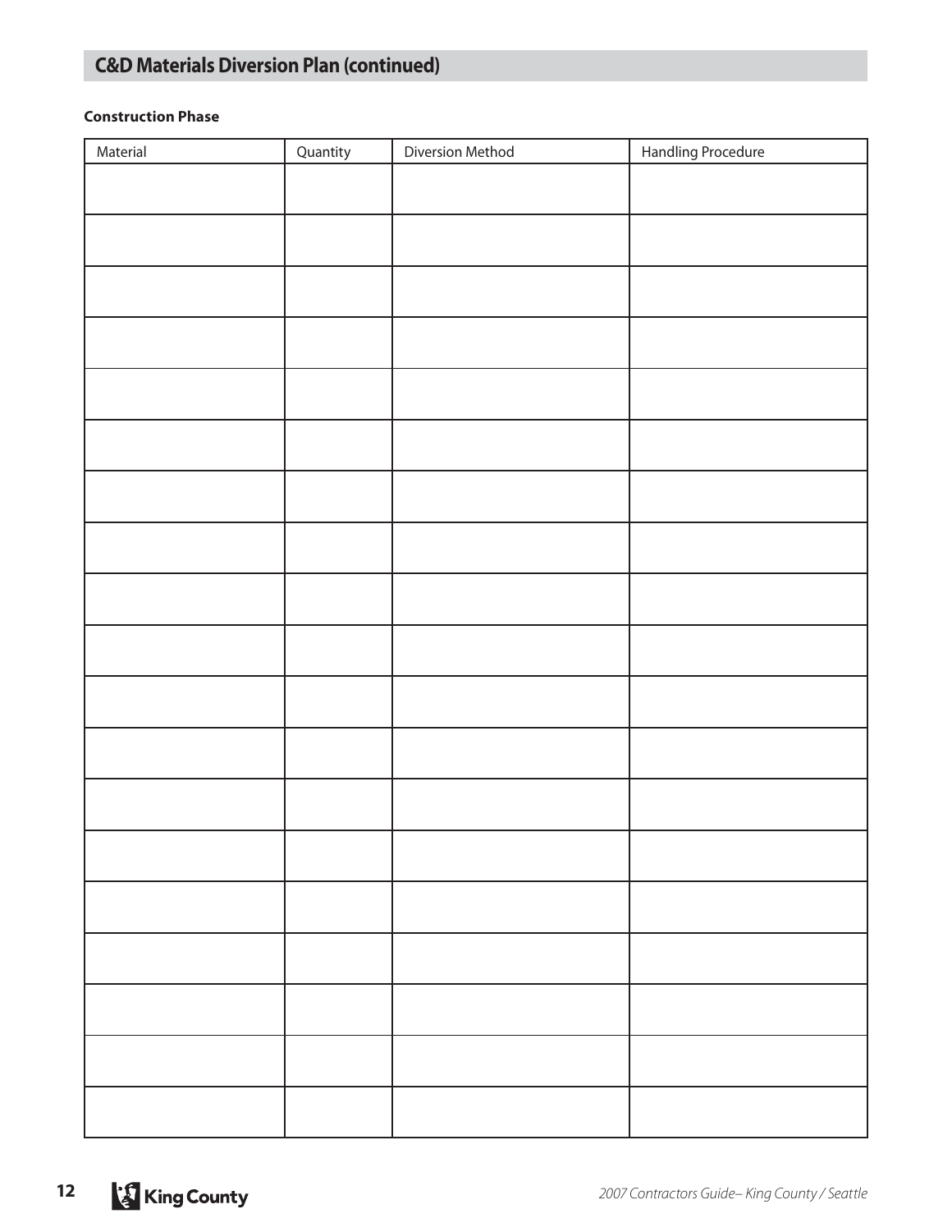## C&D Materials Diversion Plan (continued)

**Construction Phase**

| Material | Quantity | Diversion Method | Handling Procedure |
|---|---|---|---|
| | | | |
| | | | |
| | | | |
| | | | |
| | | | |
| | | | |
| | | | |
| | | | |
| | | | |
| | | | |
| | | | |
| | | | |
| | | | |
| | | | |
| | | | |
| | | | |
| | | | |
| | | | |
| | | | |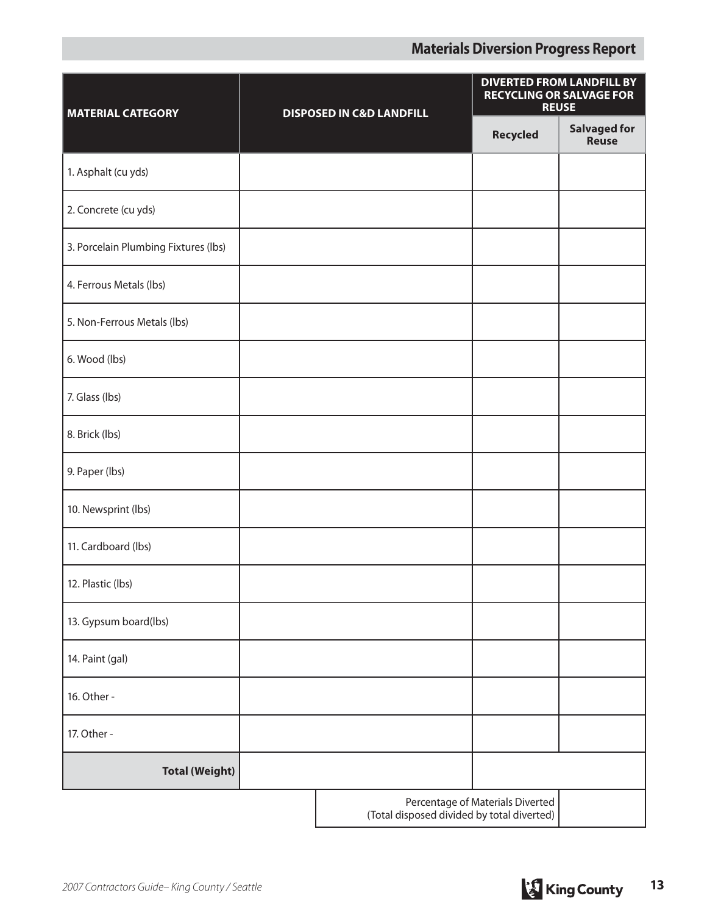## Materials Diversion Progress Report

| MATERIAL CATEGORY | DISPOSED IN C&D LANDFILL | DIVERTED FROM LANDFILL BY RECYCLING OR SALVAGE FOR REUSE | |
|---|---|---|---|
| | | Recycled | Salvaged for Reuse |
| 1. Asphalt (cu yds) | | | |
| 2. Concrete (cu yds) | | | |
| 3. Porcelain Plumbing Fixtures (lbs) | | | |
| 4. Ferrous Metals (lbs) | | | |
| 5. Non-Ferrous Metals (lbs) | | | |
| 6. Wood (lbs) | | | |
| 7. Glass (lbs) | | | |
| 8. Brick (lbs) | | | |
| 9. Paper (lbs) | | | |
| 10. Newsprint (lbs) | | | |
| 11. Cardboard (lbs) | | | |
| 12. Plastic (lbs) | | | |
| 13. Gypsum board(lbs) | | | |
| 14. Paint (gal) | | | |
| 16. Other - | | | |
| 17. Other - | | | |
| **Total (Weight)** | | | |

| Percentage of Materials Diverted (Total disposed divided by total diverted) | |
|---|---|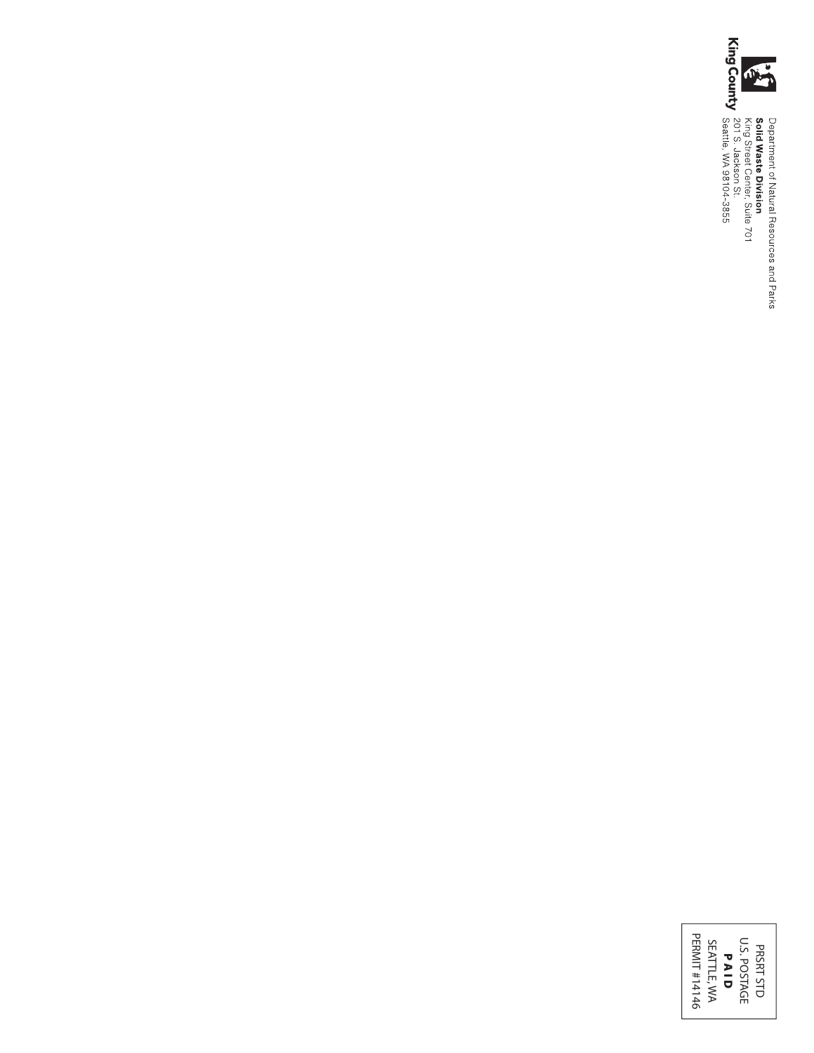King County

Department of Natural Resources and Parks
**Solid Waste Division**
King Street Center, Suite 701
201 S. Jackson St.
Seattle, WA 98104-3855

PRSRT STD
U.S. POSTAGE
**PAID**
SEATTLE, WA
PERMIT #14146